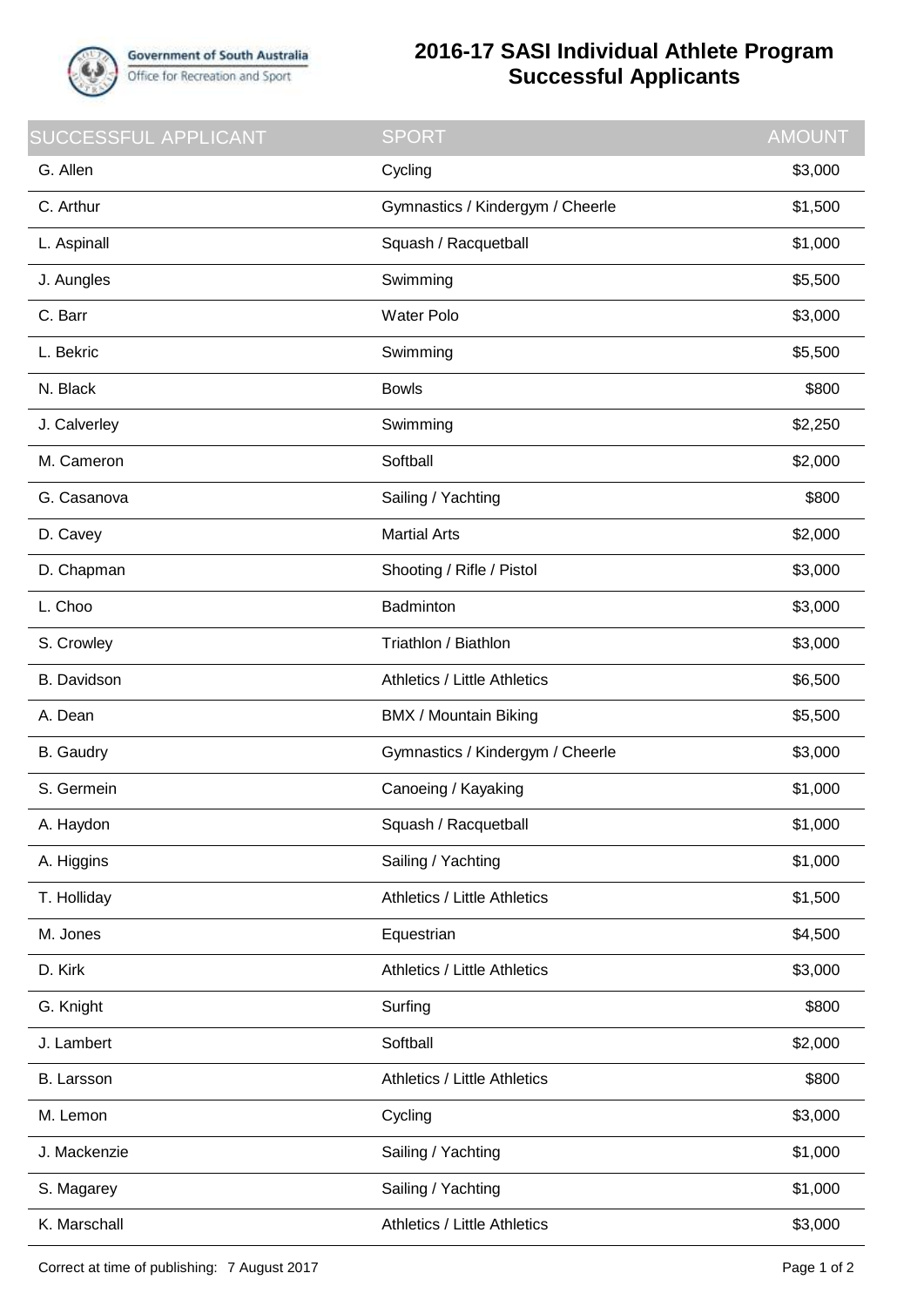Government of South Australia
Office for Recreation and Sport

# 2016-17 SASI Individual Athlete Program Successful Applicants

| SUCCESSFUL APPLICANT | SPORT | AMOUNT |
|---|---|---|
| G. Allen | Cycling | $3,000 |
| C. Arthur | Gymnastics / Kindergym / Cheerle | $1,500 |
| L. Aspinall | Squash / Racquetball | $1,000 |
| J. Aungles | Swimming | $5,500 |
| C. Barr | Water Polo | $3,000 |
| L. Bekric | Swimming | $5,500 |
| N. Black | Bowls | $800 |
| J. Calverley | Swimming | $2,250 |
| M. Cameron | Softball | $2,000 |
| G. Casanova | Sailing / Yachting | $800 |
| D. Cavey | Martial Arts | $2,000 |
| D. Chapman | Shooting / Rifle / Pistol | $3,000 |
| L. Choo | Badminton | $3,000 |
| S. Crowley | Triathlon / Biathlon | $3,000 |
| B. Davidson | Athletics / Little Athletics | $6,500 |
| A. Dean | BMX / Mountain Biking | $5,500 |
| B. Gaudry | Gymnastics / Kindergym / Cheerle | $3,000 |
| S. Germein | Canoeing / Kayaking | $1,000 |
| A. Haydon | Squash / Racquetball | $1,000 |
| A. Higgins | Sailing / Yachting | $1,000 |
| T. Holliday | Athletics / Little Athletics | $1,500 |
| M. Jones | Equestrian | $4,500 |
| D. Kirk | Athletics / Little Athletics | $3,000 |
| G. Knight | Surfing | $800 |
| J. Lambert | Softball | $2,000 |
| B. Larsson | Athletics / Little Athletics | $800 |
| M. Lemon | Cycling | $3,000 |
| J. Mackenzie | Sailing / Yachting | $1,000 |
| S. Magarey | Sailing / Yachting | $1,000 |
| K. Marschall | Athletics / Little Athletics | $3,000 |

Correct at time of publishing: 7 August 2017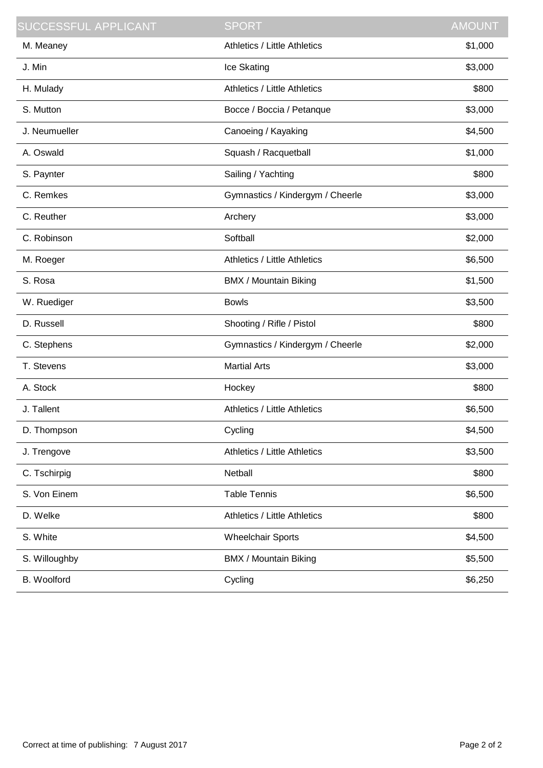| SUCCESSFUL APPLICANT | SPORT | AMOUNT |
|---|---|---|
| M. Meaney | Athletics / Little Athletics | $1,000 |
| J. Min | Ice Skating | $3,000 |
| H. Mulady | Athletics / Little Athletics | $800 |
| S. Mutton | Bocce / Boccia / Petanque | $3,000 |
| J. Neumueller | Canoeing / Kayaking | $4,500 |
| A. Oswald | Squash / Racquetball | $1,000 |
| S. Paynter | Sailing / Yachting | $800 |
| C. Remkes | Gymnastics / Kindergym / Cheerle | $3,000 |
| C. Reuther | Archery | $3,000 |
| C. Robinson | Softball | $2,000 |
| M. Roeger | Athletics / Little Athletics | $6,500 |
| S. Rosa | BMX / Mountain Biking | $1,500 |
| W. Ruediger | Bowls | $3,500 |
| D. Russell | Shooting / Rifle / Pistol | $800 |
| C. Stephens | Gymnastics / Kindergym / Cheerle | $2,000 |
| T. Stevens | Martial Arts | $3,000 |
| A. Stock | Hockey | $800 |
| J. Tallent | Athletics / Little Athletics | $6,500 |
| D. Thompson | Cycling | $4,500 |
| J. Trengove | Athletics / Little Athletics | $3,500 |
| C. Tschirpig | Netball | $800 |
| S. Von Einem | Table Tennis | $6,500 |
| D. Welke | Athletics / Little Athletics | $800 |
| S. White | Wheelchair Sports | $4,500 |
| S. Willoughby | BMX / Mountain Biking | $5,500 |
| B. Woolford | Cycling | $6,250 |

Correct at time of publishing: 7 August 2017